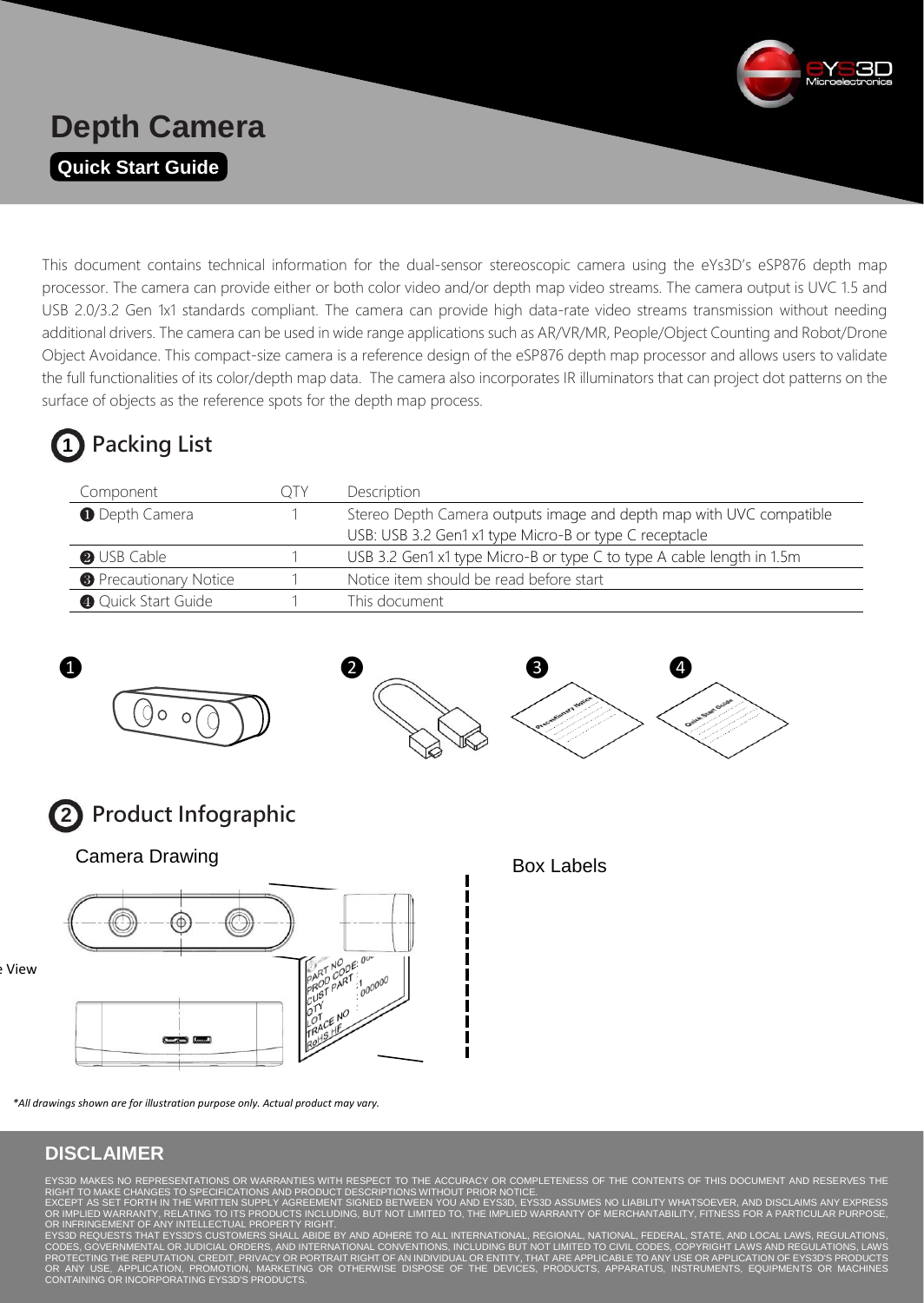# Depth Camera

**Quick Start Guide**

This document contains technical information for the dual-sensor stereoscopic camera using the eYs3D's eSP876 depth map processor. The camera can provide either or both color video and/or depth map video streams. The camera output is UVC 1.5 and USB 2.0/3.2 Gen 1x1 standards compliant. The camera can provide high data-rate video streams transmission without needing additional drivers. The camera can be used in wide range applications such as AR/VR/MR, People/Object Counting and Robot/Drone Object Avoidance. This compact-size camera is a reference design of the eSP876 depth map processor and allows users to validate the full functionalities of its color/depth map data. The camera also incorporates IR illuminators that can project dot patterns on the surface of objects as the reference spots for the depth map process.

## 1 Packing List

| Component | QTY | Description |
|---|---|---|
| ❶ Depth Camera | 1 | Stereo Depth Camera outputs image and depth map with UVC compatible<br>USB: USB 3.2 Gen1 x1 type Micro-B or type C receptacle |
| ❷ USB Cable | 1 | USB 3.2 Gen1 x1 type Micro-B or type C to type A cable length in 1.5m |
| ❸ Precautionary Notice | 1 | Notice item should be read before start |
| ❹ Quick Start Guide | 1 | This document |

❶ ❷ ❸ ❹

## 2 Product Infographic

Camera Drawing

Box Labels

*\*All drawings shown are for illustration purpose only. Actual product may vary.*

## DISCLAIMER

EYS3D MAKES NO REPRESENTATIONS OR WARRANTIES WITH RESPECT TO THE ACCURACY OR COMPLETENESS OF THE CONTENTS OF THIS DOCUMENT AND RESERVES THE RIGHT TO MAKE CHANGES TO SPECIFICATIONS AND PRODUCT DESCRIPTIONS WITHOUT PRIOR NOTICE.
EXCEPT AS SET FORTH IN THE WRITTEN SUPPLY AGREEMENT SIGNED BETWEEN YOU AND EYS3D, EYS3D ASSUMES NO LIABILITY WHATSOEVER, AND DISCLAIMS ANY EXPRESS OR IMPLIED WARRANTY, RELATING TO ITS PRODUCTS INCLUDING, BUT NOT LIMITED TO, THE IMPLIED WARRANTY OF MERCHANTABILITY, FITNESS FOR A PARTICULAR PURPOSE, OR INFRINGEMENT OF ANY INTELLECTUAL PROPERTY RIGHT.
EYS3D REQUESTS THAT EYS3D'S CUSTOMERS SHALL ABIDE BY AND ADHERE TO ALL INTERNATIONAL, REGIONAL, NATIONAL, FEDERAL, STATE, AND LOCAL LAWS, REGULATIONS, CODES, GOVERNMENTAL OR JUDICIAL ORDERS, AND INTERNATIONAL CONVENTIONS, INCLUDING BUT NOT LIMITED TO CIVIL CODES, COPYRIGHT LAWS AND REGULATIONS, LAWS PROTECTING THE REPUTATION, CREDIT, PRIVACY OR PORTRAIT RIGHT OF AN INDIVIDUAL OR ENTITY, THAT ARE APPLICABLE TO ANY USE OR APPLICATION OF EYS3D'S PRODUCTS OR ANY USE, APPLICATION, PROMOTION, MARKETING OR OTHERWISE DISPOSE OF THE DEVICES, PRODUCTS, APPARATUS, INSTRUMENTS, EQUIPMENTS OR MACHINES CONTAINING OR INCORPORATING EYS3D'S PRODUCTS.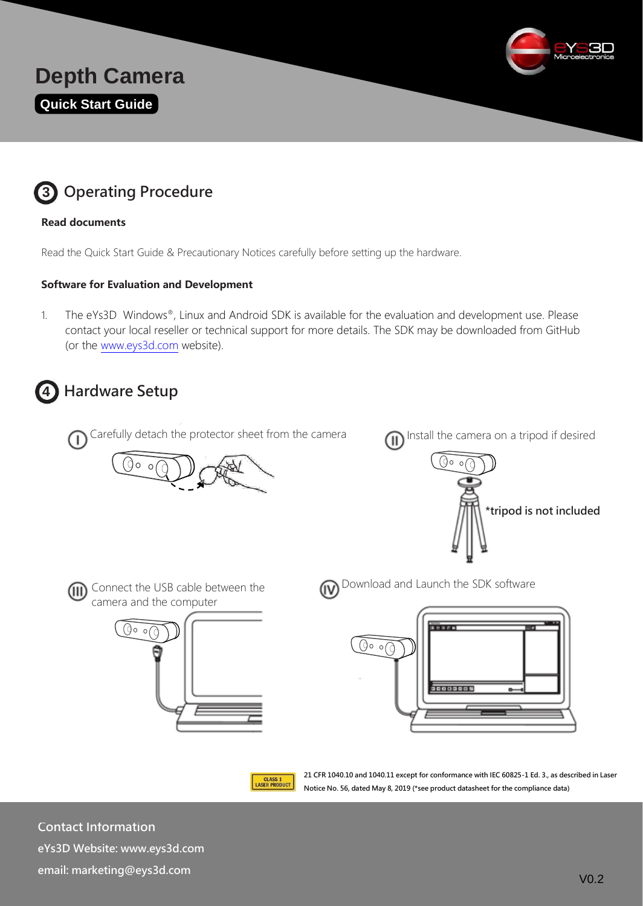# Depth Camera

**Quick Start Guide**

## 3 Operating Procedure

**Read documents**

Read the Quick Start Guide & Precautionary Notices carefully before setting up the hardware.

**Software for Evaluation and Development**

1. The eYs3D Windows®, Linux and Android SDK is available for the evaluation and development use. Please contact your local reseller or technical support for more details. The SDK may be downloaded from GitHub (or the www.eys3d.com website).

## 4 Hardware Setup

(I) Carefully detach the protector sheet from the camera

(II) Install the camera on a tripod if desired

*tripod is not included

(III) Connect the USB cable between the camera and the computer

(IV) Download and Launch the SDK software

CLASS 1 LASER PRODUCT

21 CFR 1040.10 and 1040.11 except for conformance with IEC 60825-1 Ed. 3., as described in Laser Notice No. 56, dated May 8, 2019 (*see product datasheet for the compliance data)

Contact Information

eYs3D Website: www.eys3d.com

email: marketing@eys3d.com

V0.2